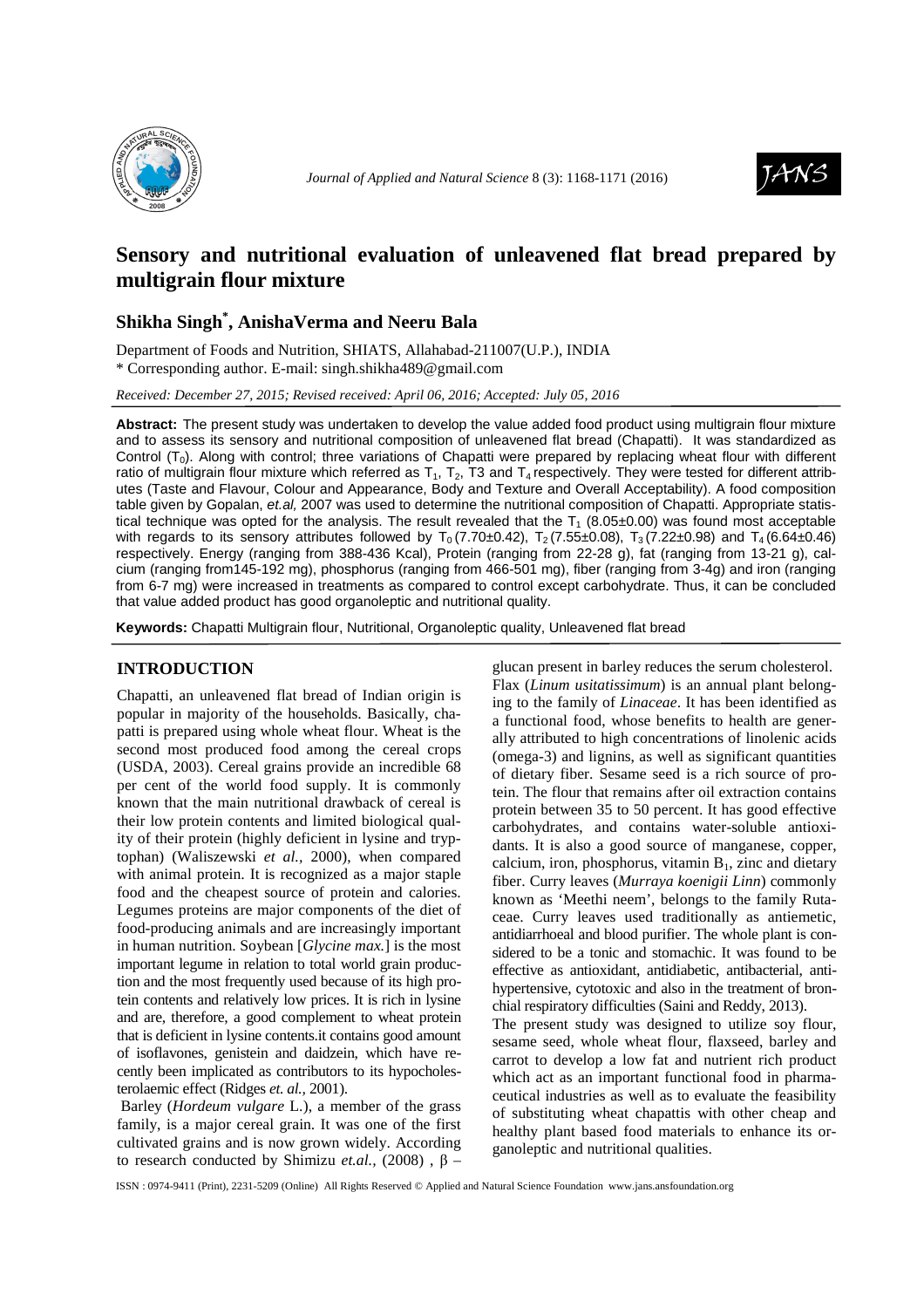# Sensory and nutritional evaluation of unleavened flat bread prepared by multigrain flour mixture

## Shikha Singh*, AnishaVerma and Neeru Bala

Department of Foods and Nutrition, SHIATS, Allahabad-211007(U.P.), INDIA

\* Corresponding author. E-mail: singh.shikha489@gmail.com

*Received: December 27, 2015; Revised received: April 06, 2016; Accepted: July 05, 2016*

**Abstract:** The present study was undertaken to develop the value added food product using multigrain flour mixture and to assess its sensory and nutritional composition of unleavened flat bread (Chapatti). It was standardized as Control ($T_0$). Along with control; three variations of Chapatti were prepared by replacing wheat flour with different ratio of multigrain flour mixture which referred as $T_1$, $T_2$, T3 and $T_4$ respectively. They were tested for different attributes (Taste and Flavour, Colour and Appearance, Body and Texture and Overall Acceptability). A food composition table given by Gopalan, *et.al,* 2007 was used to determine the nutritional composition of Chapatti. Appropriate statistical technique was opted for the analysis. The result revealed that the $T_1$ (8.05±0.00) was found most acceptable with regards to its sensory attributes followed by $T_0$ (7.70±0.42), $T_2$ (7.55±0.08), $T_3$ (7.22±0.98) and $T_4$ (6.64±0.46) respectively. Energy (ranging from 388-436 Kcal), Protein (ranging from 22-28 g), fat (ranging from 13-21 g), calcium (ranging from145-192 mg), phosphorus (ranging from 466-501 mg), fiber (ranging from 3-4g) and iron (ranging from 6-7 mg) were increased in treatments as compared to control except carbohydrate. Thus, it can be concluded that value added product has good organoleptic and nutritional quality.

**Keywords:** Chapatti Multigrain flour, Nutritional, Organoleptic quality, Unleavened flat bread

## INTRODUCTION

Chapatti, an unleavened flat bread of Indian origin is popular in majority of the households. Basically, chapatti is prepared using whole wheat flour. Wheat is the second most produced food among the cereal crops (USDA, 2003). Cereal grains provide an incredible 68 per cent of the world food supply. It is commonly known that the main nutritional drawback of cereal is their low protein contents and limited biological quality of their protein (highly deficient in lysine and tryptophan) (Waliszewski *et al.,* 2000), when compared with animal protein. It is recognized as a major staple food and the cheapest source of protein and calories. Legumes proteins are major components of the diet of food-producing animals and are increasingly important in human nutrition. Soybean [*Glycine max.*] is the most important legume in relation to total world grain production and the most frequently used because of its high protein contents and relatively low prices. It is rich in lysine and are, therefore, a good complement to wheat protein that is deficient in lysine contents.it contains good amount of isoflavones, genistein and daidzein, which have recently been implicated as contributors to its hypocholesterolaemic effect (Ridges *et. al.,* 2001).

Barley (*Hordeum vulgare* L.), a member of the grass family, is a major cereal grain. It was one of the first cultivated grains and is now grown widely. According to research conducted by Shimizu *et.al.,* (2008) , β – glucan present in barley reduces the serum cholesterol. Flax (*Linum usitatissimum*) is an annual plant belonging to the family of *Linaceae*. It has been identified as a functional food, whose benefits to health are generally attributed to high concentrations of linolenic acids (omega-3) and lignins, as well as significant quantities of dietary fiber. Sesame seed is a rich source of protein. The flour that remains after oil extraction contains protein between 35 to 50 percent. It has good effective carbohydrates, and contains water-soluble antioxidants. It is also a good source of manganese, copper, calcium, iron, phosphorus, vitamin $B_1$, zinc and dietary fiber. Curry leaves (*Murraya koenigii Linn*) commonly known as 'Meethi neem', belongs to the family Rutaceae. Curry leaves used traditionally as antiemetic, antidiarrhoeal and blood purifier. The whole plant is considered to be a tonic and stomachic. It was found to be effective as antioxidant, antidiabetic, antibacterial, antihypertensive, cytotoxic and also in the treatment of bronchial respiratory difficulties (Saini and Reddy, 2013).

The present study was designed to utilize soy flour, sesame seed, whole wheat flour, flaxseed, barley and carrot to develop a low fat and nutrient rich product which act as an important functional food in pharmaceutical industries as well as to evaluate the feasibility of substituting wheat chapattis with other cheap and healthy plant based food materials to enhance its organoleptic and nutritional qualities.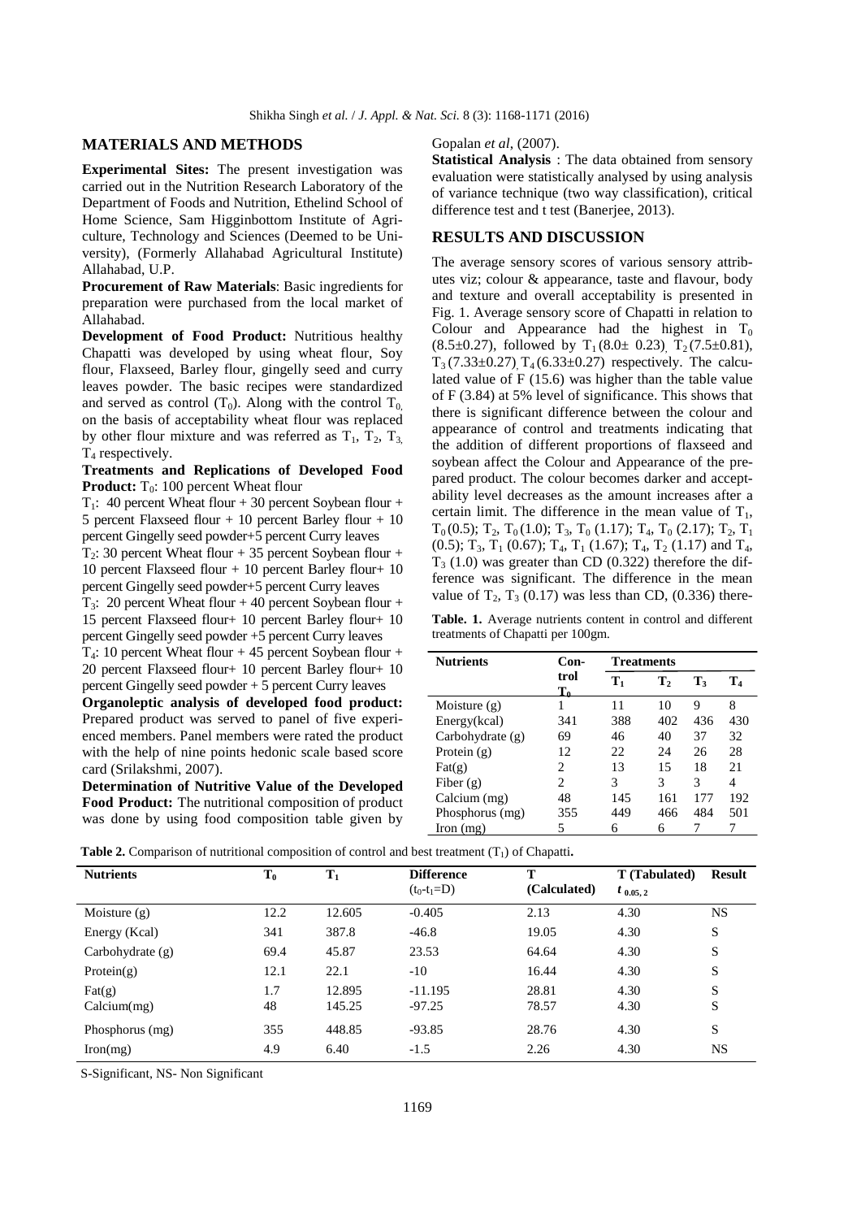## MATERIALS AND METHODS

**Experimental Sites:** The present investigation was carried out in the Nutrition Research Laboratory of the Department of Foods and Nutrition, Ethelind School of Home Science, Sam Higginbottom Institute of Agriculture, Technology and Sciences (Deemed to be University), (Formerly Allahabad Agricultural Institute) Allahabad, U.P.

**Procurement of Raw Materials**: Basic ingredients for preparation were purchased from the local market of Allahabad.

**Development of Food Product:** Nutritious healthy Chapatti was developed by using wheat flour, Soy flour, Flaxseed, Barley flour, gingelly seed and curry leaves powder. The basic recipes were standardized and served as control ($T_0$). Along with the control $T_0$, on the basis of acceptability wheat flour was replaced by other flour mixture and was referred as $T_1$, $T_2$, $T_3$, $T_4$ respectively.

**Treatments and Replications of Developed Food Product:** $T_0$: 100 percent Wheat flour

$T_1$: 40 percent Wheat flour + 30 percent Soybean flour + 5 percent Flaxseed flour + 10 percent Barley flour + 10 percent Gingelly seed powder+5 percent Curry leaves

$T_2$: 30 percent Wheat flour + 35 percent Soybean flour + 10 percent Flaxseed flour + 10 percent Barley flour+ 10 percent Gingelly seed powder+5 percent Curry leaves

$T_3$: 20 percent Wheat flour + 40 percent Soybean flour + 15 percent Flaxseed flour+ 10 percent Barley flour+ 10 percent Gingelly seed powder +5 percent Curry leaves

$T_4$: 10 percent Wheat flour + 45 percent Soybean flour + 20 percent Flaxseed flour+ 10 percent Barley flour+ 10 percent Gingelly seed powder + 5 percent Curry leaves

**Organoleptic analysis of developed food product:** Prepared product was served to panel of five experienced members. Panel members were rated the product with the help of nine points hedonic scale based score card (Srilakshmi, 2007).

**Determination of Nutritive Value of the Developed Food Product:** The nutritional composition of product was done by using food composition table given by Gopalan *et al*, (2007).

**Statistical Analysis** : The data obtained from sensory evaluation were statistically analysed by using analysis of variance technique (two way classification), critical difference test and t test (Banerjee, 2013).

## RESULTS AND DISCUSSION

The average sensory scores of various sensory attributes viz; colour & appearance, taste and flavour, body and texture and overall acceptability is presented in Fig. 1. Average sensory score of Chapatti in relation to Colour and Appearance had the highest in $T_0$ (8.5±0.27), followed by $T_1$ (8.0± 0.23), $T_2$ (7.5±0.81), $T_3$ (7.33±0.27), $T_4$ (6.33±0.27) respectively. The calculated value of F (15.6) was higher than the table value of F (3.84) at 5% level of significance. This shows that there is significant difference between the colour and appearance of control and treatments indicating that the addition of different proportions of flaxseed and soybean affect the Colour and Appearance of the prepared product. The colour becomes darker and acceptability level decreases as the amount increases after a certain limit. The difference in the mean value of $T_1$, $T_0$ (0.5); $T_2$, $T_0$ (1.0); $T_3$, $T_0$ (1.17); $T_4$, $T_0$ (2.17); $T_2$, $T_1$ (0.5); $T_3$, $T_1$ (0.67); $T_4$, $T_1$ (1.67); $T_4$, $T_2$ (1.17) and $T_4$, $T_3$ (1.0) was greater than CD (0.322) therefore the difference was significant. The difference in the mean value of $T_2$, $T_3$ (0.17) was less than CD, (0.336) there-

**Table. 1.** Average nutrients content in control and different treatments of Chapatti per 100gm.

| Nutrients | Control $T_0$ | Treatments | | | |
|---|---|---|---|---|---|
| | | $T_1$ | $T_2$ | $T_3$ | $T_4$ |
| Moisture (g) | 1 | 11 | 10 | 9 | 8 |
| Energy(kcal) | 341 | 388 | 402 | 436 | 430 |
| Carbohydrate (g) | 69 | 46 | 40 | 37 | 32 |
| Protein (g) | 12 | 22 | 24 | 26 | 28 |
| Fat(g) | 2 | 13 | 15 | 18 | 21 |
| Fiber (g) | 2 | 3 | 3 | 3 | 4 |
| Calcium (mg) | 48 | 145 | 161 | 177 | 192 |
| Phosphorus (mg) | 355 | 449 | 466 | 484 | 501 |
| Iron (mg) | 5 | 6 | 6 | 7 | 7 |

**Table 2.** Comparison of nutritional composition of control and best treatment ($T_1$) of Chapatti**.**

| Nutrients | $T_0$ | $T_1$ | Difference ($t_0$-$t_1$=D) | T (Calculated) | T (Tabulated) $t_{0.05, 2}$ | Result |
|---|---|---|---|---|---|---|
| Moisture (g) | 12.2 | 12.605 | -0.405 | 2.13 | 4.30 | NS |
| Energy (Kcal) | 341 | 387.8 | -46.8 | 19.05 | 4.30 | S |
| Carbohydrate (g) | 69.4 | 45.87 | 23.53 | 64.64 | 4.30 | S |
| Protein(g) | 12.1 | 22.1 | -10 | 16.44 | 4.30 | S |
| Fat(g) | 1.7 | 12.895 | -11.195 | 28.81 | 4.30 | S |
| Calcium(mg) | 48 | 145.25 | -97.25 | 78.57 | 4.30 | S |
| Phosphorus (mg) | 355 | 448.85 | -93.85 | 28.76 | 4.30 | S |
| Iron(mg) | 4.9 | 6.40 | -1.5 | 2.26 | 4.30 | NS |

S-Significant, NS- Non Significant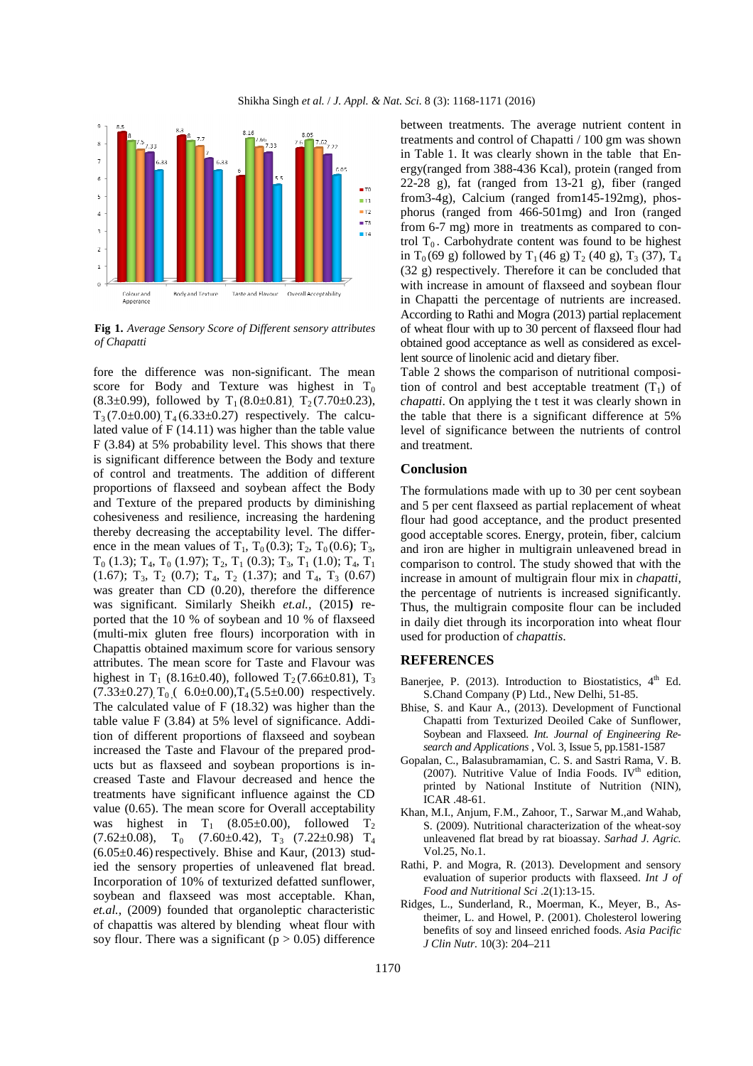**Fig 1.** *Average Sensory Score of Different sensory attributes of Chapatti*

fore the difference was non-significant. The mean score for Body and Texture was highest in $T_0$ (8.3±0.99), followed by $T_1$ (8.0±0.81), $T_2$ (7.70±0.23), $T_3$ (7.0±0.00), $T_4$ (6.33±0.27) respectively. The calculated value of F (14.11) was higher than the table value F (3.84) at 5% probability level. This shows that there is significant difference between the Body and texture of control and treatments. The addition of different proportions of flaxseed and soybean affect the Body and Texture of the prepared products by diminishing cohesiveness and resilience, increasing the hardening thereby decreasing the acceptability level. The difference in the mean values of $T_1$, $T_0$ (0.3); $T_2$, $T_0$ (0.6); $T_3$, $T_0$ (1.3); $T_4$, $T_0$ (1.97); $T_2$, $T_1$ (0.3); $T_3$, $T_1$ (1.0); $T_4$, $T_1$ (1.67); $T_3$, $T_2$ (0.7); $T_4$, $T_2$ (1.37); and $T_4$, $T_3$ (0.67) was greater than CD (0.20), therefore the difference was significant. Similarly Sheikh *et.al.,* (2015**)** reported that the 10 % of soybean and 10 % of flaxseed (multi-mix gluten free flours) incorporation with in Chapattis obtained maximum score for various sensory attributes. The mean score for Taste and Flavour was highest in $T_1$ (8.16±0.40), followed $T_2$ (7.66±0.81), $T_3$ (7.33±0.27), $T_0$ ( 6.0±0.00), $T_4$ (5.5±0.00) respectively. The calculated value of F (18.32) was higher than the table value F (3.84) at 5% level of significance. Addition of different proportions of flaxseed and soybean increased the Taste and Flavour of the prepared products but as flaxseed and soybean proportions is increased Taste and Flavour decreased and hence the treatments have significant influence against the CD value (0.65). The mean score for Overall acceptability was highest in $T_1$ (8.05±0.00), followed $T_2$ (7.62±0.08), $T_0$ (7.60±0.42), $T_3$ (7.22±0.98) $T_4$ (6.05±0.46) respectively. Bhise and Kaur, (2013) studied the sensory properties of unleavened flat bread. Incorporation of 10% of texturized defatted sunflower, soybean and flaxseed was most acceptable. Khan, *et.al.,* (2009) founded that organoleptic characteristic of chapattis was altered by blending wheat flour with soy flour. There was a significant ($p > 0.05$) difference between treatments. The average nutrient content in treatments and control of Chapatti / 100 gm was shown in Table 1. It was clearly shown in the table that Energy(ranged from 388-436 Kcal), protein (ranged from 22-28 g), fat (ranged from 13-21 g), fiber (ranged from3-4g), Calcium (ranged from145-192mg), phosphorus (ranged from 466-501mg) and Iron (ranged from 6-7 mg) more in treatments as compared to control $T_0$. Carbohydrate content was found to be highest in $T_0$ (69 g) followed by $T_1$ (46 g) $T_2$ (40 g), $T_3$ (37), $T_4$ (32 g) respectively. Therefore it can be concluded that with increase in amount of flaxseed and soybean flour in Chapatti the percentage of nutrients are increased. According to Rathi and Mogra (2013) partial replacement of wheat flour with up to 30 percent of flaxseed flour had obtained good acceptance as well as considered as excellent source of linolenic acid and dietary fiber.

Table 2 shows the comparison of nutritional composition of control and best acceptable treatment ($T_1$) of *chapatti*. On applying the t test it was clearly shown in the table that there is a significant difference at 5% level of significance between the nutrients of control and treatment.

## Conclusion

The formulations made with up to 30 per cent soybean and 5 per cent flaxseed as partial replacement of wheat flour had good acceptance, and the product presented good acceptable scores. Energy, protein, fiber, calcium and iron are higher in multigrain unleavened bread in comparison to control. The study showed that with the increase in amount of multigrain flour mix in *chapatti,* the percentage of nutrients is increased significantly. Thus, the multigrain composite flour can be included in daily diet through its incorporation into wheat flour used for production of *chapattis.*

## REFERENCES

Banerjee, P. (2013). Introduction to Biostatistics, 4th Ed. S.Chand Company (P) Ltd., New Delhi, 51-85.

Bhise, S. and Kaur A., (2013). Development of Functional Chapatti from Texturized Deoiled Cake of Sunflower, Soybean and Flaxseed. *Int. Journal of Engineering Research and Applications* , Vol. 3, Issue 5, pp.1581-1587

Gopalan, C., Balasubramamian, C. S. and Sastri Rama, V. B. (2007). Nutritive Value of India Foods. IVth edition, printed by National Institute of Nutrition (NIN), ICAR .48-61.

Khan, M.I., Anjum, F.M., Zahoor, T., Sarwar M.,and Wahab, S. (2009). Nutritional characterization of the wheat-soy unleavened flat bread by rat bioassay. *Sarhad J. Agric.* Vol.25, No.1.

Rathi, P. and Mogra, R. (2013). Development and sensory evaluation of superior products with flaxseed. *Int J of Food and Nutritional Sci* .2(1):13-15.

Ridges, L., Sunderland, R., Moerman, K., Meyer, B., Astheimer, L. and Howel, P. (2001). Cholesterol lowering benefits of soy and linseed enriched foods. *Asia Pacific J Clin Nutr.* 10(3): 204–211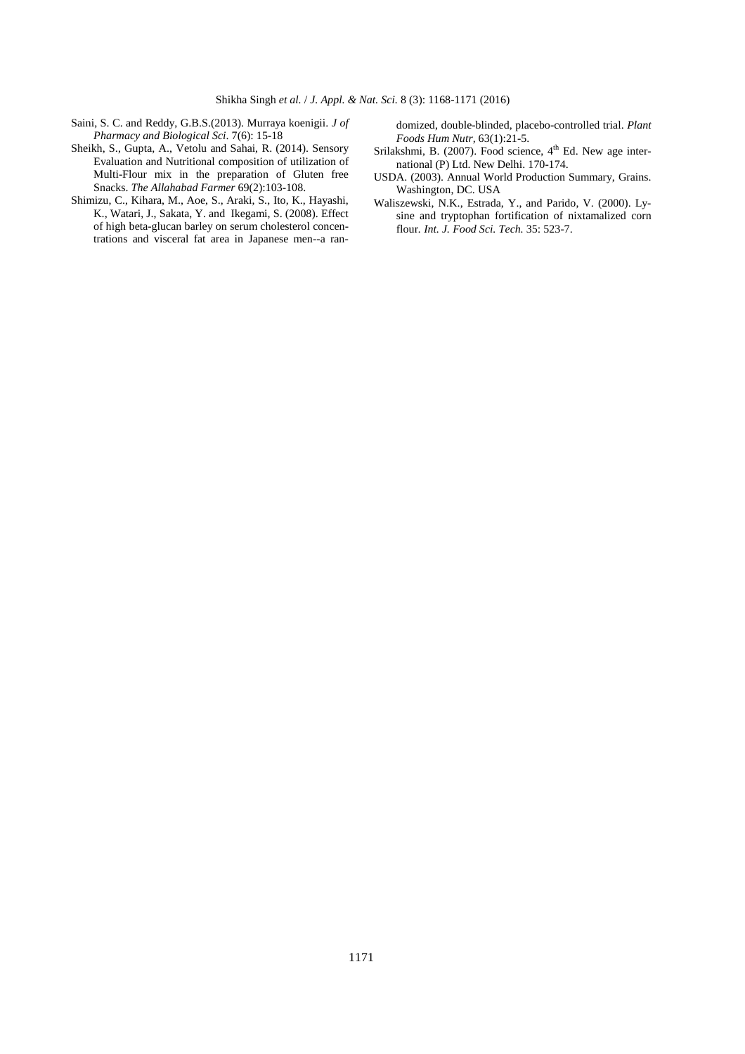Saini, S. C. and Reddy, G.B.S.(2013). Murraya koenigii. *J of Pharmacy and Biological Sci*. 7(6): 15-18

Sheikh, S., Gupta, A., Vetolu and Sahai, R. (2014). Sensory Evaluation and Nutritional composition of utilization of Multi-Flour mix in the preparation of Gluten free Snacks. *The Allahabad Farmer* 69(2):103-108.

Shimizu, C., Kihara, M., Aoe, S., Araki, S., Ito, K., Hayashi, K., Watari, J., Sakata, Y. and Ikegami, S. (2008). Effect of high beta-glucan barley on serum cholesterol concentrations and visceral fat area in Japanese men--a randomized, double-blinded, placebo-controlled trial. *Plant Foods Hum Nutr*, 63(1):21-5.

Srilakshmi, B. (2007). Food science, 4th Ed. New age international (P) Ltd. New Delhi. 170-174.

USDA. (2003). Annual World Production Summary, Grains. Washington, DC. USA

Waliszewski, N.K., Estrada, Y., and Parido, V. (2000). Lysine and tryptophan fortification of nixtamalized corn flour. *Int. J. Food Sci. Tech.* 35: 523-7.